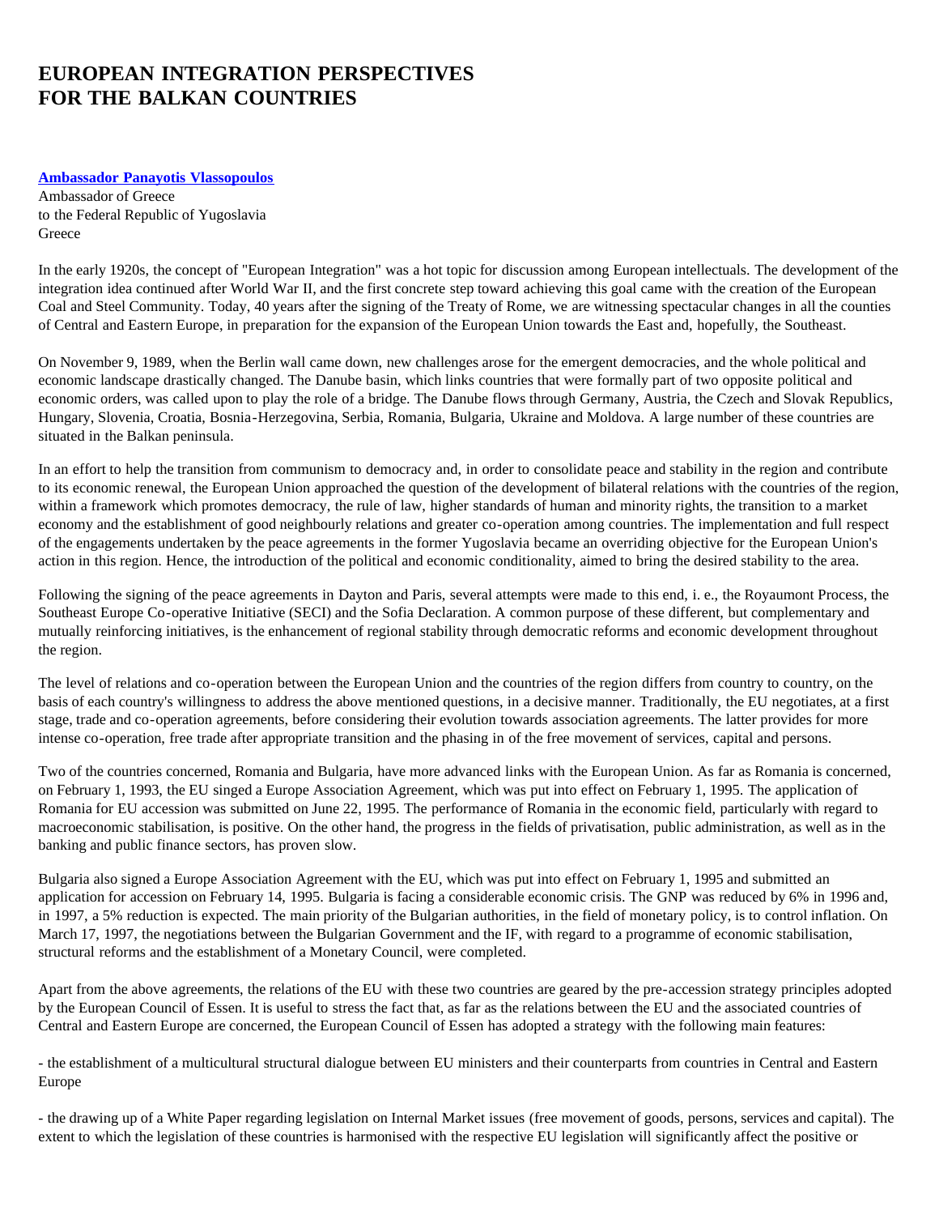# EUROPEAN INTEGRATION PERSPECTIVES FOR THE BALKAN COUNTRIES

**Ambassador Panayotis Vlassopoulos**
Ambassador of Greece
to the Federal Republic of Yugoslavia
Greece

In the early 1920s, the concept of "European Integration" was a hot topic for discussion among European intellectuals. The development of the integration idea continued after World War II, and the first concrete step toward achieving this goal came with the creation of the European Coal and Steel Community. Today, 40 years after the signing of the Treaty of Rome, we are witnessing spectacular changes in all the counties of Central and Eastern Europe, in preparation for the expansion of the European Union towards the East and, hopefully, the Southeast.

On November 9, 1989, when the Berlin wall came down, new challenges arose for the emergent democracies, and the whole political and economic landscape drastically changed. The Danube basin, which links countries that were formally part of two opposite political and economic orders, was called upon to play the role of a bridge. The Danube flows through Germany, Austria, the Czech and Slovak Republics, Hungary, Slovenia, Croatia, Bosnia-Herzegovina, Serbia, Romania, Bulgaria, Ukraine and Moldova. A large number of these countries are situated in the Balkan peninsula.

In an effort to help the transition from communism to democracy and, in order to consolidate peace and stability in the region and contribute to its economic renewal, the European Union approached the question of the development of bilateral relations with the countries of the region, within a framework which promotes democracy, the rule of law, higher standards of human and minority rights, the transition to a market economy and the establishment of good neighbourly relations and greater co-operation among countries. The implementation and full respect of the engagements undertaken by the peace agreements in the former Yugoslavia became an overriding objective for the European Union's action in this region. Hence, the introduction of the political and economic conditionality, aimed to bring the desired stability to the area.

Following the signing of the peace agreements in Dayton and Paris, several attempts were made to this end, i. e., the Royaumont Process, the Southeast Europe Co-operative Initiative (SECI) and the Sofia Declaration. A common purpose of these different, but complementary and mutually reinforcing initiatives, is the enhancement of regional stability through democratic reforms and economic development throughout the region.

The level of relations and co-operation between the European Union and the countries of the region differs from country to country, on the basis of each country's willingness to address the above mentioned questions, in a decisive manner. Traditionally, the EU negotiates, at a first stage, trade and co-operation agreements, before considering their evolution towards association agreements. The latter provides for more intense co-operation, free trade after appropriate transition and the phasing in of the free movement of services, capital and persons.

Two of the countries concerned, Romania and Bulgaria, have more advanced links with the European Union. As far as Romania is concerned, on February 1, 1993, the EU singed a Europe Association Agreement, which was put into effect on February 1, 1995. The application of Romania for EU accession was submitted on June 22, 1995. The performance of Romania in the economic field, particularly with regard to macroeconomic stabilisation, is positive. On the other hand, the progress in the fields of privatisation, public administration, as well as in the banking and public finance sectors, has proven slow.

Bulgaria also signed a Europe Association Agreement with the EU, which was put into effect on February 1, 1995 and submitted an application for accession on February 14, 1995. Bulgaria is facing a considerable economic crisis. The GNP was reduced by 6% in 1996 and, in 1997, a 5% reduction is expected. The main priority of the Bulgarian authorities, in the field of monetary policy, is to control inflation. On March 17, 1997, the negotiations between the Bulgarian Government and the IF, with regard to a programme of economic stabilisation, structural reforms and the establishment of a Monetary Council, were completed.

Apart from the above agreements, the relations of the EU with these two countries are geared by the pre-accession strategy principles adopted by the European Council of Essen. It is useful to stress the fact that, as far as the relations between the EU and the associated countries of Central and Eastern Europe are concerned, the European Council of Essen has adopted a strategy with the following main features:

- the establishment of a multicultural structural dialogue between EU ministers and their counterparts from countries in Central and Eastern Europe

- the drawing up of a White Paper regarding legislation on Internal Market issues (free movement of goods, persons, services and capital). The extent to which the legislation of these countries is harmonised with the respective EU legislation will significantly affect the positive or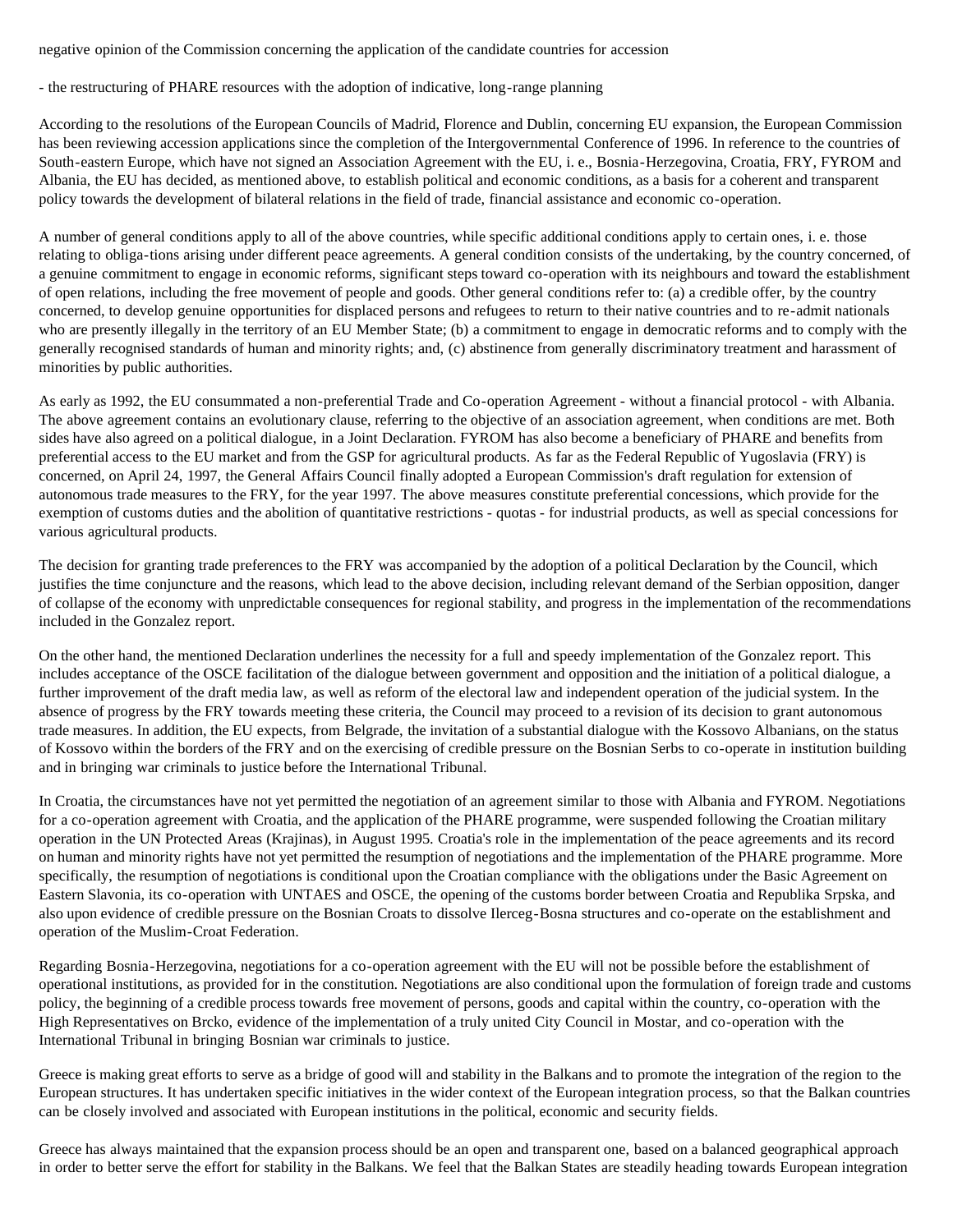negative opinion of the Commission concerning the application of the candidate countries for accession

- the restructuring of PHARE resources with the adoption of indicative, long-range planning

According to the resolutions of the European Councils of Madrid, Florence and Dublin, concerning EU expansion, the European Commission has been reviewing accession applications since the completion of the Intergovernmental Conference of 1996. In reference to the countries of South-eastern Europe, which have not signed an Association Agreement with the EU, i. e., Bosnia-Herzegovina, Croatia, FRY, FYROM and Albania, the EU has decided, as mentioned above, to establish political and economic conditions, as a basis for a coherent and transparent policy towards the development of bilateral relations in the field of trade, financial assistance and economic co-operation.

A number of general conditions apply to all of the above countries, while specific additional conditions apply to certain ones, i. e. those relating to obliga-tions arising under different peace agreements. A general condition consists of the undertaking, by the country concerned, of a genuine commitment to engage in economic reforms, significant steps toward co-operation with its neighbours and toward the establishment of open relations, including the free movement of people and goods. Other general conditions refer to: (a) a credible offer, by the country concerned, to develop genuine opportunities for displaced persons and refugees to return to their native countries and to re-admit nationals who are presently illegally in the territory of an EU Member State; (b) a commitment to engage in democratic reforms and to comply with the generally recognised standards of human and minority rights; and, (c) abstinence from generally discriminatory treatment and harassment of minorities by public authorities.

As early as 1992, the EU consummated a non-preferential Trade and Co-operation Agreement - without a financial protocol - with Albania. The above agreement contains an evolutionary clause, referring to the objective of an association agreement, when conditions are met. Both sides have also agreed on a political dialogue, in a Joint Declaration. FYROM has also become a beneficiary of PHARE and benefits from preferential access to the EU market and from the GSP for agricultural products. As far as the Federal Republic of Yugoslavia (FRY) is concerned, on April 24, 1997, the General Affairs Council finally adopted a European Commission's draft regulation for extension of autonomous trade measures to the FRY, for the year 1997. The above measures constitute preferential concessions, which provide for the exemption of customs duties and the abolition of quantitative restrictions - quotas - for industrial products, as well as special concessions for various agricultural products.

The decision for granting trade preferences to the FRY was accompanied by the adoption of a political Declaration by the Council, which justifies the time conjuncture and the reasons, which lead to the above decision, including relevant demand of the Serbian opposition, danger of collapse of the economy with unpredictable consequences for regional stability, and progress in the implementation of the recommendations included in the Gonzalez report.

On the other hand, the mentioned Declaration underlines the necessity for a full and speedy implementation of the Gonzalez report. This includes acceptance of the OSCE facilitation of the dialogue between government and opposition and the initiation of a political dialogue, a further improvement of the draft media law, as well as reform of the electoral law and independent operation of the judicial system. In the absence of progress by the FRY towards meeting these criteria, the Council may proceed to a revision of its decision to grant autonomous trade measures. In addition, the EU expects, from Belgrade, the invitation of a substantial dialogue with the Kossovo Albanians, on the status of Kossovo within the borders of the FRY and on the exercising of credible pressure on the Bosnian Serbs to co-operate in institution building and in bringing war criminals to justice before the International Tribunal.

In Croatia, the circumstances have not yet permitted the negotiation of an agreement similar to those with Albania and FYROM. Negotiations for a co-operation agreement with Croatia, and the application of the PHARE programme, were suspended following the Croatian military operation in the UN Protected Areas (Krajinas), in August 1995. Croatia's role in the implementation of the peace agreements and its record on human and minority rights have not yet permitted the resumption of negotiations and the implementation of the PHARE programme. More specifically, the resumption of negotiations is conditional upon the Croatian compliance with the obligations under the Basic Agreement on Eastern Slavonia, its co-operation with UNTAES and OSCE, the opening of the customs border between Croatia and Republika Srpska, and also upon evidence of credible pressure on the Bosnian Croats to dissolve Ilerceg-Bosna structures and co-operate on the establishment and operation of the Muslim-Croat Federation.

Regarding Bosnia-Herzegovina, negotiations for a co-operation agreement with the EU will not be possible before the establishment of operational institutions, as provided for in the constitution. Negotiations are also conditional upon the formulation of foreign trade and customs policy, the beginning of a credible process towards free movement of persons, goods and capital within the country, co-operation with the High Representatives on Brcko, evidence of the implementation of a truly united City Council in Mostar, and co-operation with the International Tribunal in bringing Bosnian war criminals to justice.

Greece is making great efforts to serve as a bridge of good will and stability in the Balkans and to promote the integration of the region to the European structures. It has undertaken specific initiatives in the wider context of the European integration process, so that the Balkan countries can be closely involved and associated with European institutions in the political, economic and security fields.

Greece has always maintained that the expansion process should be an open and transparent one, based on a balanced geographical approach in order to better serve the effort for stability in the Balkans. We feel that the Balkan States are steadily heading towards European integration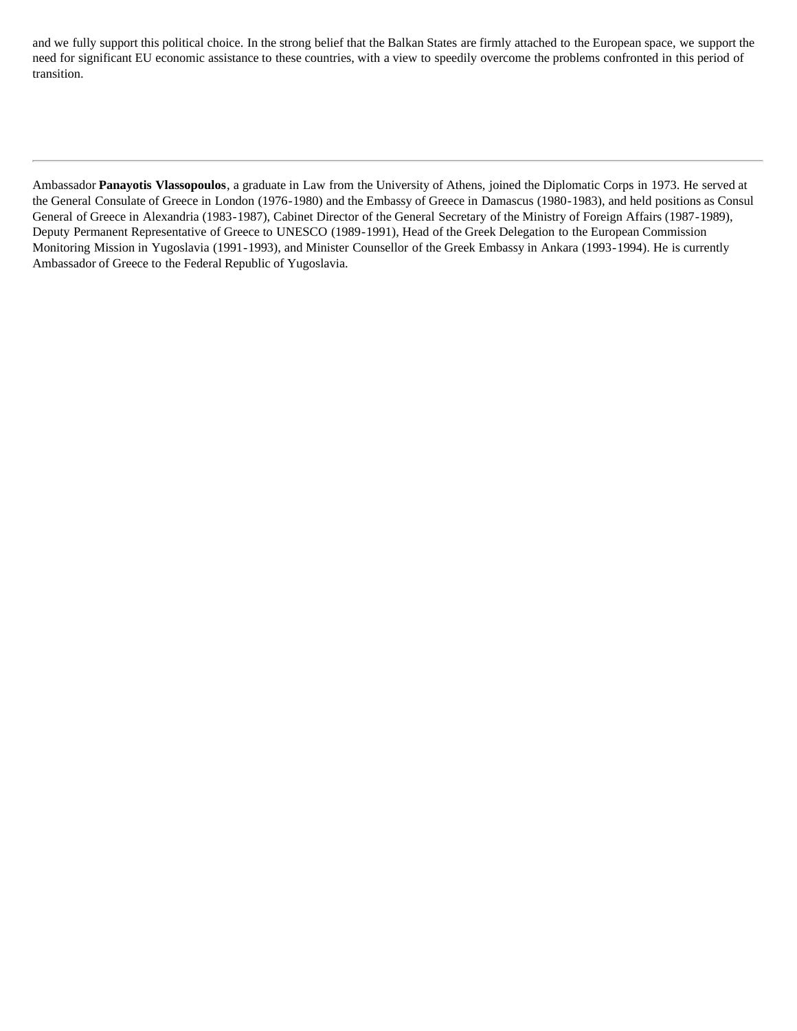and we fully support this political choice. In the strong belief that the Balkan States are firmly attached to the European space, we support the need for significant EU economic assistance to these countries, with a view to speedily overcome the problems confronted in this period of transition.

---

Ambassador **Panayotis Vlassopoulos**, a graduate in Law from the University of Athens, joined the Diplomatic Corps in 1973. He served at the General Consulate of Greece in London (1976-1980) and the Embassy of Greece in Damascus (1980-1983), and held positions as Consul General of Greece in Alexandria (1983-1987), Cabinet Director of the General Secretary of the Ministry of Foreign Affairs (1987-1989), Deputy Permanent Representative of Greece to UNESCO (1989-1991), Head of the Greek Delegation to the European Commission Monitoring Mission in Yugoslavia (1991-1993), and Minister Counsellor of the Greek Embassy in Ankara (1993-1994). He is currently Ambassador of Greece to the Federal Republic of Yugoslavia.